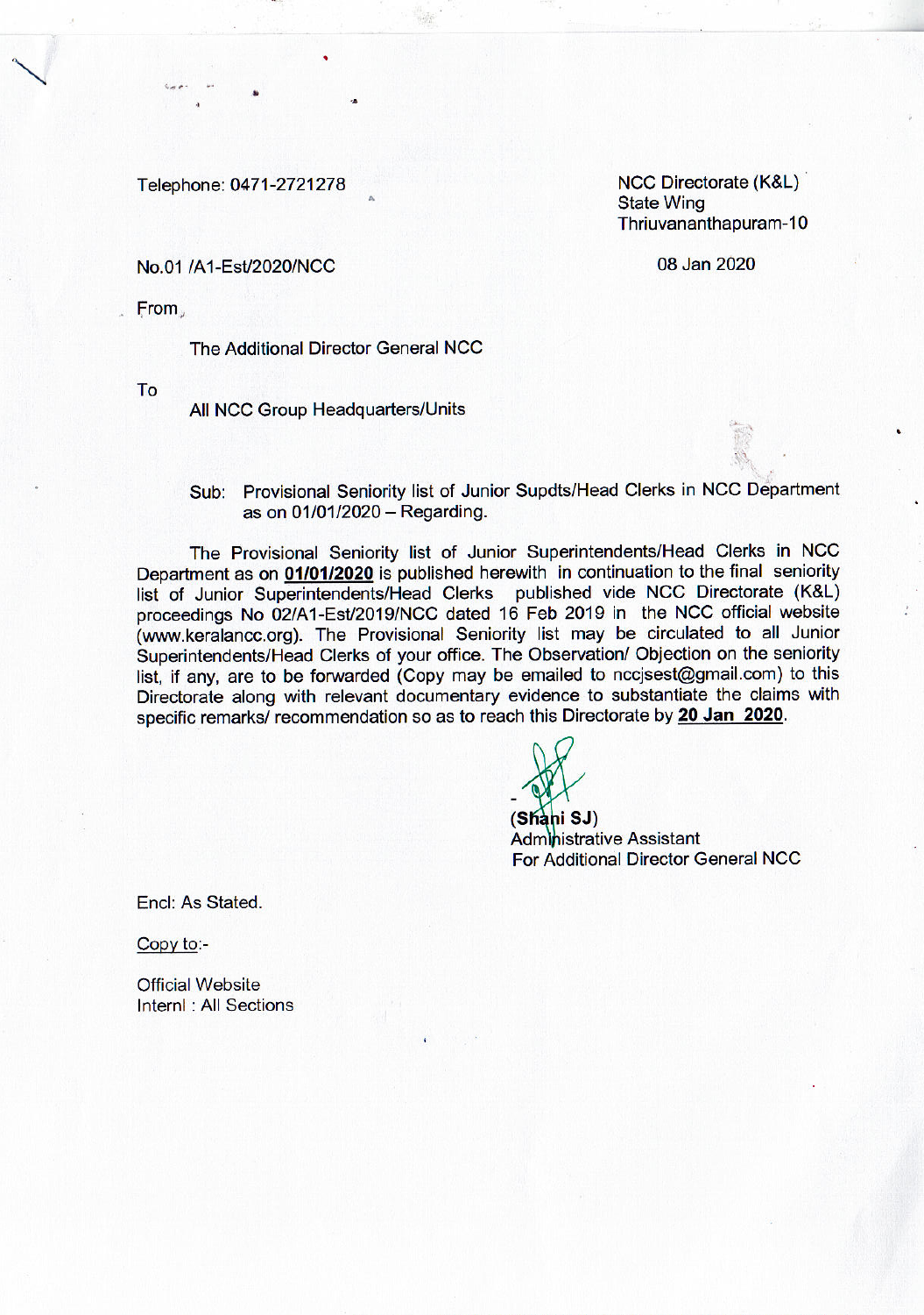Telephone: 0471-2721278

NCC Directorate (K&L)
State Wing
Thriuvananthapuram-10

No.01 /A1-Est/2020/NCC

08 Jan 2020

From

The Additional Director General NCC

To

All NCC Group Headquarters/Units

Sub: Provisional Seniority list of Junior Supdts/Head Clerks in NCC Department as on 01/01/2020 – Regarding.

The Provisional Seniority list of Junior Superintendents/Head Clerks in NCC Department as on **01/01/2020** is published herewith in continuation to the final seniority list of Junior Superintendents/Head Clerks published vide NCC Directorate (K&L) proceedings No 02/A1-Est/2019/NCC dated 16 Feb 2019 in the NCC official website (www.keralancc.org). The Provisional Seniority list may be circulated to all Junior Superintendents/Head Clerks of your office. The Observation/ Objection on the seniority list, if any, are to be forwarded (Copy may be emailed to nccjsest@gmail.com) to this Directorate along with relevant documentary evidence to substantiate the claims with specific remarks/ recommendation so as to reach this Directorate by **20 Jan 2020**.

(Shani SJ)
Administrative Assistant
For Additional Director General NCC

Encl: As Stated.

Copy to:-

Official Website
Internl : All Sections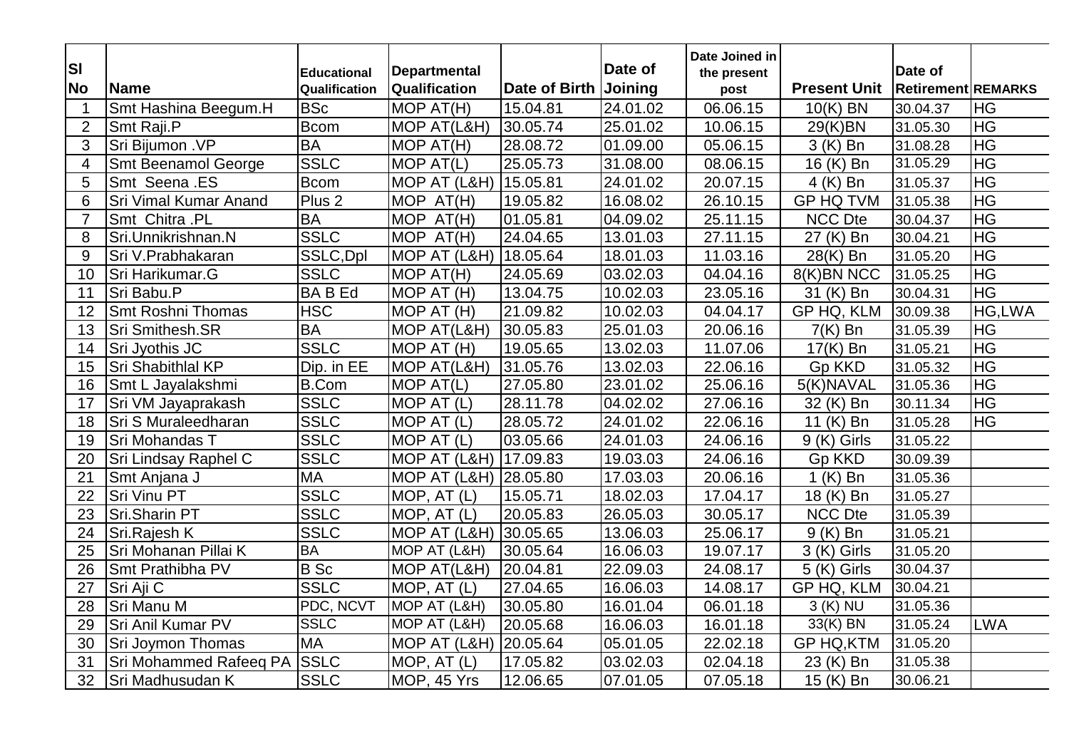| Sl No | Name | Educational Qualification | Departmental Qualification | Date of Birth | Date of Joining | Date Joined in the present post | Present Unit | Date of Retirement | REMARKS |
|---|---|---|---|---|---|---|---|---|---|
| 1 | Smt Hashina Beegum.H | BSc | MOP AT(H) | 15.04.81 | 24.01.02 | 06.06.15 | 10(K) BN | 30.04.37 | HG |
| 2 | Smt Raji.P | Bcom | MOP AT(L&H) | 30.05.74 | 25.01.02 | 10.06.15 | 29(K)BN | 31.05.30 | HG |
| 3 | Sri Bijumon .VP | BA | MOP AT(H) | 28.08.72 | 01.09.00 | 05.06.15 | 3 (K) Bn | 31.08.28 | HG |
| 4 | Smt Beenamol George | SSLC | MOP AT(L) | 25.05.73 | 31.08.00 | 08.06.15 | 16 (K) Bn | 31.05.29 | HG |
| 5 | Smt Seena .ES | Bcom | MOP AT (L&H) | 15.05.81 | 24.01.02 | 20.07.15 | 4 (K) Bn | 31.05.37 | HG |
| 6 | Sri Vimal Kumar Anand | Plus 2 | MOP AT(H) | 19.05.82 | 16.08.02 | 26.10.15 | GP HQ TVM | 31.05.38 | HG |
| 7 | Smt Chitra .PL | BA | MOP AT(H) | 01.05.81 | 04.09.02 | 25.11.15 | NCC Dte | 30.04.37 | HG |
| 8 | Sri.Unnikrishnan.N | SSLC | MOP AT(H) | 24.04.65 | 13.01.03 | 27.11.15 | 27 (K) Bn | 30.04.21 | HG |
| 9 | Sri V.Prabhakaran | SSLC,Dpl | MOP AT (L&H) | 18.05.64 | 18.01.03 | 11.03.16 | 28(K) Bn | 31.05.20 | HG |
| 10 | Sri Harikumar.G | SSLC | MOP AT(H) | 24.05.69 | 03.02.03 | 04.04.16 | 8(K)BN NCC | 31.05.25 | HG |
| 11 | Sri Babu.P | BA B Ed | MOP AT (H) | 13.04.75 | 10.02.03 | 23.05.16 | 31 (K) Bn | 30.04.31 | HG |
| 12 | Smt Roshni Thomas | HSC | MOP AT (H) | 21.09.82 | 10.02.03 | 04.04.17 | GP HQ, KLM | 30.09.38 | HG,LWA |
| 13 | Sri Smithesh.SR | BA | MOP AT(L&H) | 30.05.83 | 25.01.03 | 20.06.16 | 7(K) Bn | 31.05.39 | HG |
| 14 | Sri Jyothis JC | SSLC | MOP AT (H) | 19.05.65 | 13.02.03 | 11.07.06 | 17(K) Bn | 31.05.21 | HG |
| 15 | Sri Shabithlal KP | Dip. in EE | MOP AT(L&H) | 31.05.76 | 13.02.03 | 22.06.16 | Gp KKD | 31.05.32 | HG |
| 16 | Smt L Jayalakshmi | B.Com | MOP AT(L) | 27.05.80 | 23.01.02 | 25.06.16 | 5(K)NAVAL | 31.05.36 | HG |
| 17 | Sri VM Jayaprakash | SSLC | MOP AT (L) | 28.11.78 | 04.02.02 | 27.06.16 | 32 (K) Bn | 30.11.34 | HG |
| 18 | Sri S Muraleedharan | SSLC | MOP AT (L) | 28.05.72 | 24.01.02 | 22.06.16 | 11 (K) Bn | 31.05.28 | HG |
| 19 | Sri Mohandas T | SSLC | MOP AT (L) | 03.05.66 | 24.01.03 | 24.06.16 | 9 (K) Girls | 31.05.22 | |
| 20 | Sri Lindsay Raphel C | SSLC | MOP AT (L&H) | 17.09.83 | 19.03.03 | 24.06.16 | Gp KKD | 30.09.39 | |
| 21 | Smt Anjana J | MA | MOP AT (L&H) | 28.05.80 | 17.03.03 | 20.06.16 | 1 (K) Bn | 31.05.36 | |
| 22 | Sri Vinu PT | SSLC | MOP, AT (L) | 15.05.71 | 18.02.03 | 17.04.17 | 18 (K) Bn | 31.05.27 | |
| 23 | Sri.Sharin PT | SSLC | MOP, AT (L) | 20.05.83 | 26.05.03 | 30.05.17 | NCC Dte | 31.05.39 | |
| 24 | Sri.Rajesh K | SSLC | MOP AT (L&H) | 30.05.65 | 13.06.03 | 25.06.17 | 9 (K) Bn | 31.05.21 | |
| 25 | Sri Mohanan Pillai K | BA | MOP AT (L&H) | 30.05.64 | 16.06.03 | 19.07.17 | 3 (K) Girls | 31.05.20 | |
| 26 | Smt Prathibha PV | B Sc | MOP AT(L&H) | 20.04.81 | 22.09.03 | 24.08.17 | 5 (K) Girls | 30.04.37 | |
| 27 | Sri Aji C | SSLC | MOP, AT (L) | 27.04.65 | 16.06.03 | 14.08.17 | GP HQ, KLM | 30.04.21 | |
| 28 | Sri Manu M | PDC, NCVT | MOP AT (L&H) | 30.05.80 | 16.01.04 | 06.01.18 | 3 (K) NU | 31.05.36 | |
| 29 | Sri Anil Kumar PV | SSLC | MOP AT (L&H) | 20.05.68 | 16.06.03 | 16.01.18 | 33(K) BN | 31.05.24 | LWA |
| 30 | Sri Joymon Thomas | MA | MOP AT (L&H) | 20.05.64 | 05.01.05 | 22.02.18 | GP HQ,KTM | 31.05.20 | |
| 31 | Sri Mohammed Rafeeq PA | SSLC | MOP, AT (L) | 17.05.82 | 03.02.03 | 02.04.18 | 23 (K) Bn | 31.05.38 | |
| 32 | Sri Madhusudan K | SSLC | MOP, 45 Yrs | 12.06.65 | 07.01.05 | 07.05.18 | 15 (K) Bn | 30.06.21 | |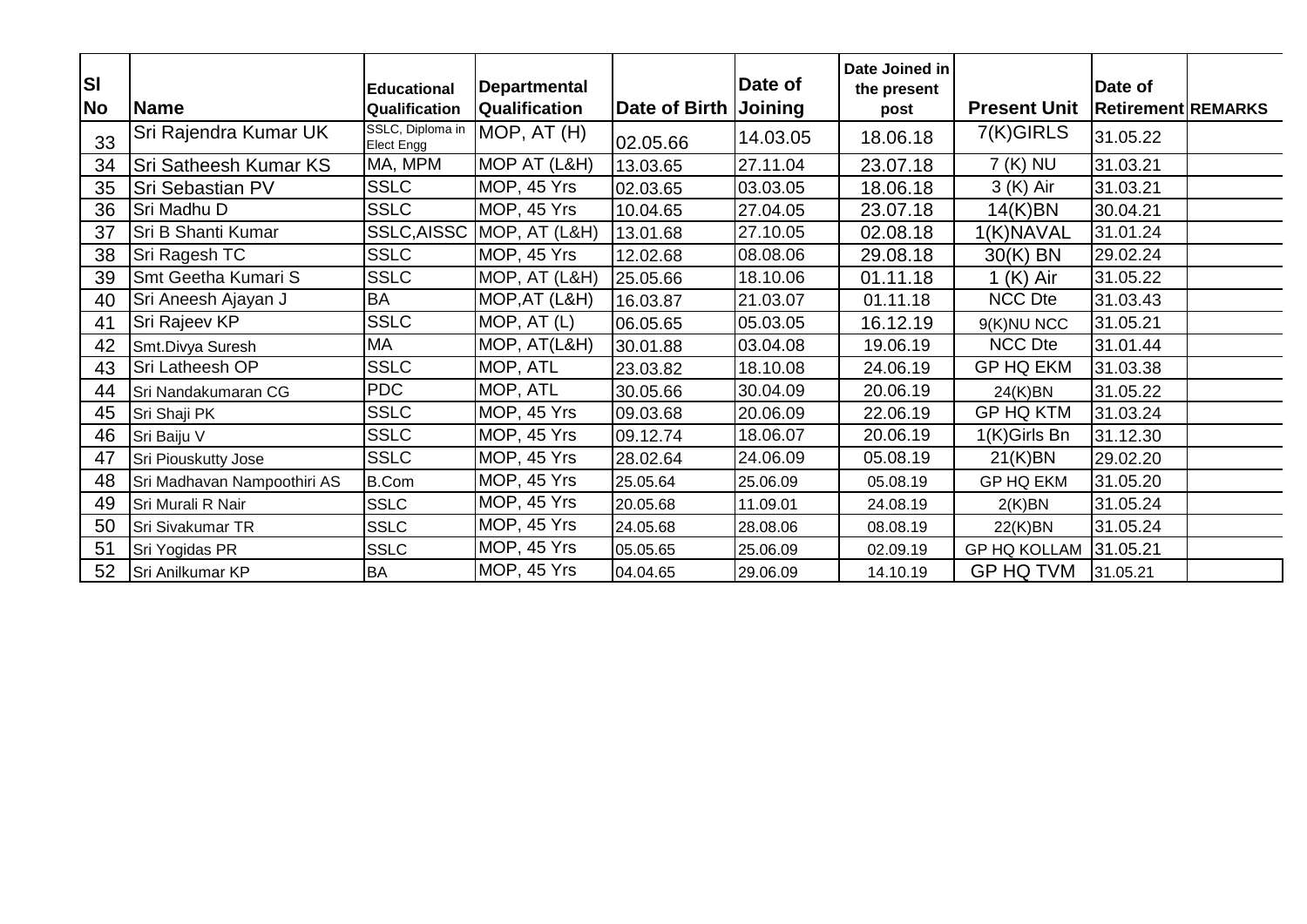| Sl No | Name | Educational Qualification | Departmental Qualification | Date of Birth | Date of Joining | Date Joined in the present post | Present Unit | Date of Retirement | REMARKS |
|---|---|---|---|---|---|---|---|---|---|
| 33 | Sri Rajendra Kumar UK | SSLC, Diploma in Elect Engg | MOP, AT (H) | 02.05.66 | 14.03.05 | 18.06.18 | 7(K)GIRLS | 31.05.22 | |
| 34 | Sri Satheesh Kumar KS | MA, MPM | MOP AT (L&H) | 13.03.65 | 27.11.04 | 23.07.18 | 7 (K) NU | 31.03.21 | |
| 35 | Sri Sebastian PV | SSLC | MOP, 45 Yrs | 02.03.65 | 03.03.05 | 18.06.18 | 3 (K) Air | 31.03.21 | |
| 36 | Sri Madhu D | SSLC | MOP, 45 Yrs | 10.04.65 | 27.04.05 | 23.07.18 | 14(K)BN | 30.04.21 | |
| 37 | Sri B Shanti Kumar | SSLC,AISSC | MOP, AT (L&H) | 13.01.68 | 27.10.05 | 02.08.18 | 1(K)NAVAL | 31.01.24 | |
| 38 | Sri Ragesh TC | SSLC | MOP, 45 Yrs | 12.02.68 | 08.08.06 | 29.08.18 | 30(K) BN | 29.02.24 | |
| 39 | Smt Geetha Kumari S | SSLC | MOP, AT (L&H) | 25.05.66 | 18.10.06 | 01.11.18 | 1 (K) Air | 31.05.22 | |
| 40 | Sri Aneesh Ajayan J | BA | MOP,AT (L&H) | 16.03.87 | 21.03.07 | 01.11.18 | NCC Dte | 31.03.43 | |
| 41 | Sri Rajeev KP | SSLC | MOP, AT (L) | 06.05.65 | 05.03.05 | 16.12.19 | 9(K)NU NCC | 31.05.21 | |
| 42 | Smt.Divya Suresh | MA | MOP, AT(L&H) | 30.01.88 | 03.04.08 | 19.06.19 | NCC Dte | 31.01.44 | |
| 43 | Sri Latheesh OP | SSLC | MOP, ATL | 23.03.82 | 18.10.08 | 24.06.19 | GP HQ EKM | 31.03.38 | |
| 44 | Sri Nandakumaran CG | PDC | MOP, ATL | 30.05.66 | 30.04.09 | 20.06.19 | 24(K)BN | 31.05.22 | |
| 45 | Sri Shaji PK | SSLC | MOP, 45 Yrs | 09.03.68 | 20.06.09 | 22.06.19 | GP HQ KTM | 31.03.24 | |
| 46 | Sri Baiju V | SSLC | MOP, 45 Yrs | 09.12.74 | 18.06.07 | 20.06.19 | 1(K)Girls Bn | 31.12.30 | |
| 47 | Sri Piouskutty Jose | SSLC | MOP, 45 Yrs | 28.02.64 | 24.06.09 | 05.08.19 | 21(K)BN | 29.02.20 | |
| 48 | Sri Madhavan Nampoothiri AS | B.Com | MOP, 45 Yrs | 25.05.64 | 25.06.09 | 05.08.19 | GP HQ EKM | 31.05.20 | |
| 49 | Sri Murali R Nair | SSLC | MOP, 45 Yrs | 20.05.68 | 11.09.01 | 24.08.19 | 2(K)BN | 31.05.24 | |
| 50 | Sri Sivakumar TR | SSLC | MOP, 45 Yrs | 24.05.68 | 28.08.06 | 08.08.19 | 22(K)BN | 31.05.24 | |
| 51 | Sri Yogidas PR | SSLC | MOP, 45 Yrs | 05.05.65 | 25.06.09 | 02.09.19 | GP HQ KOLLAM | 31.05.21 | |
| 52 | Sri Anilkumar KP | BA | MOP, 45 Yrs | 04.04.65 | 29.06.09 | 14.10.19 | GP HQ TVM | 31.05.21 | |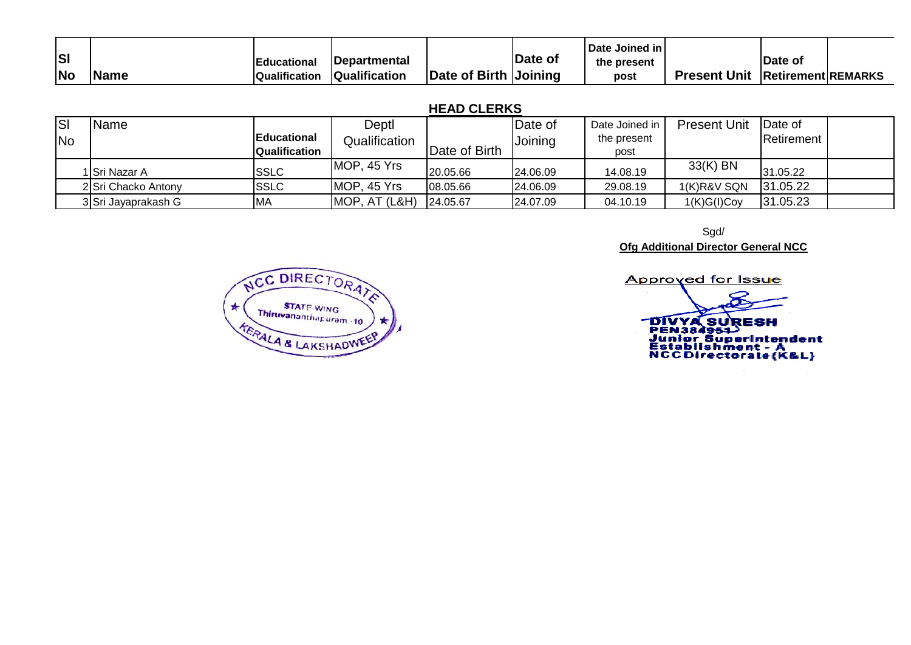| Sl No | Name | Educational Qualification | Departmental Qualification | Date of Birth | Date of Joining | Date Joined in the present post | Present Unit | Date of Retirement | REMARKS |
|---|---|---|---|---|---|---|---|---|---|

## HEAD CLERKS

| Sl No | Name | Educational Qualification | Deptl Qualification | Date of Birth | Date of Joining | Date Joined in the present post | Present Unit | Date of Retirement | |
|---|---|---|---|---|---|---|---|---|---|
| 1 | Sri Nazar A | SSLC | MOP, 45 Yrs | 20.05.66 | 24.06.09 | 14.08.19 | 33(K) BN | 31.05.22 | |
| 2 | Sri Chacko Antony | SSLC | MOP, 45 Yrs | 08.05.66 | 24.06.09 | 29.08.19 | 1(K)R&V SQN | 31.05.22 | |
| 3 | Sri Jayaprakash G | MA | MOP, AT (L&H) | 24.05.67 | 24.07.09 | 04.10.19 | 1(K)G(I)Coy | 31.05.23 | |

Sgd/

**Ofg Additional Director General NCC**

NCC DIRECTORATE
STATE WING
Thiruvananthapuram -10
KERALA & LAKSHADWEEP

Approved for Issue

DIVYA SURESH
PEN384951
Junior Superintendent
Establishment - A
NCC Directorate (K&L)